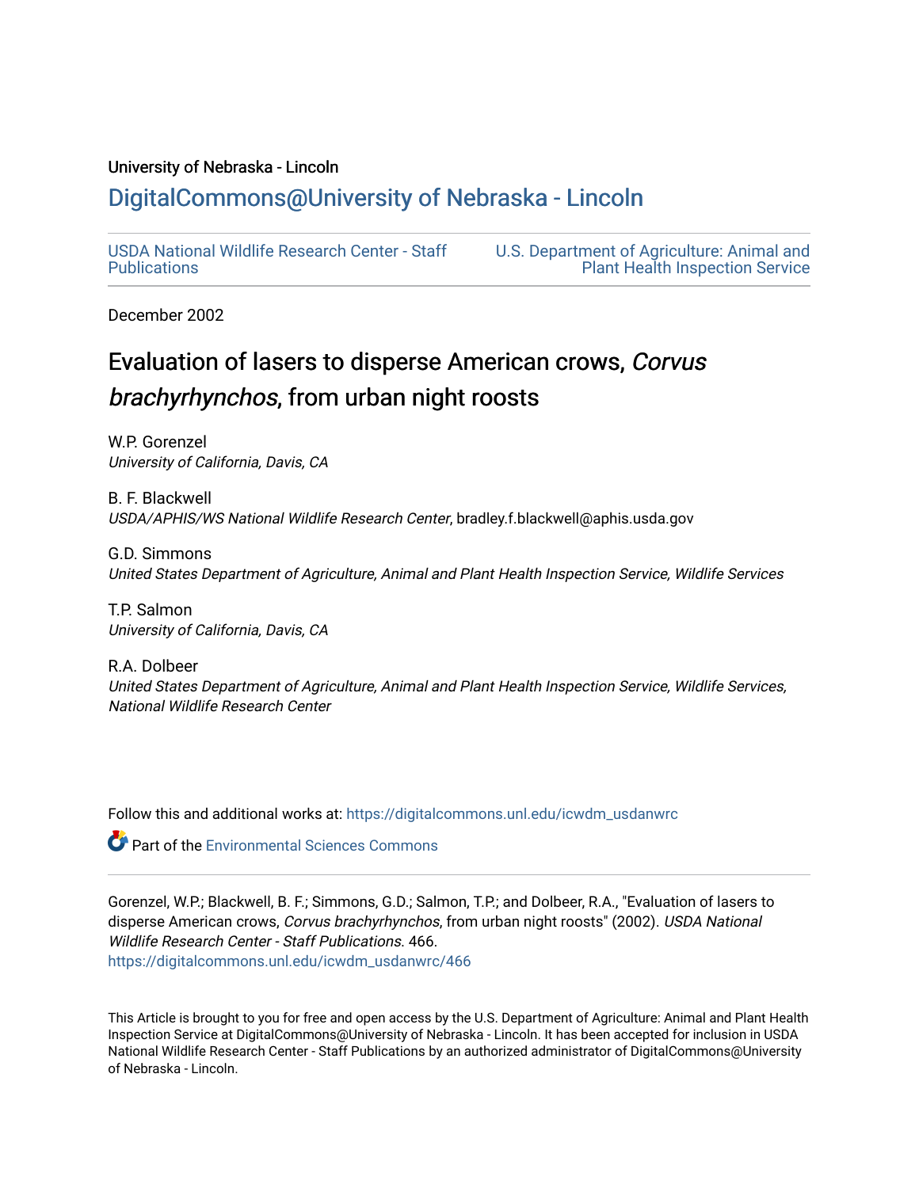University of Nebraska - Lincoln

## DigitalCommons@University of Nebraska - Lincoln

USDA National Wildlife Research Center - Staff Publications

U.S. Department of Agriculture: Animal and Plant Health Inspection Service

December 2002

# Evaluation of lasers to disperse American crows, *Corvus brachyrhynchos*, from urban night roosts

W.P. Gorenzel
*University of California, Davis, CA*

B. F. Blackwell
*USDA/APHIS/WS National Wildlife Research Center*, bradley.f.blackwell@aphis.usda.gov

G.D. Simmons
*United States Department of Agriculture, Animal and Plant Health Inspection Service, Wildlife Services*

T.P. Salmon
*University of California, Davis, CA*

R.A. Dolbeer
*United States Department of Agriculture, Animal and Plant Health Inspection Service, Wildlife Services, National Wildlife Research Center*

Follow this and additional works at: https://digitalcommons.unl.edu/icwdm_usdanwrc

Part of the Environmental Sciences Commons

Gorenzel, W.P.; Blackwell, B. F.; Simmons, G.D.; Salmon, T.P.; and Dolbeer, R.A., "Evaluation of lasers to disperse American crows, *Corvus brachyrhynchos*, from urban night roosts" (2002). *USDA National Wildlife Research Center - Staff Publications*. 466.
https://digitalcommons.unl.edu/icwdm_usdanwrc/466

This Article is brought to you for free and open access by the U.S. Department of Agriculture: Animal and Plant Health Inspection Service at DigitalCommons@University of Nebraska - Lincoln. It has been accepted for inclusion in USDA National Wildlife Research Center - Staff Publications by an authorized administrator of DigitalCommons@University of Nebraska - Lincoln.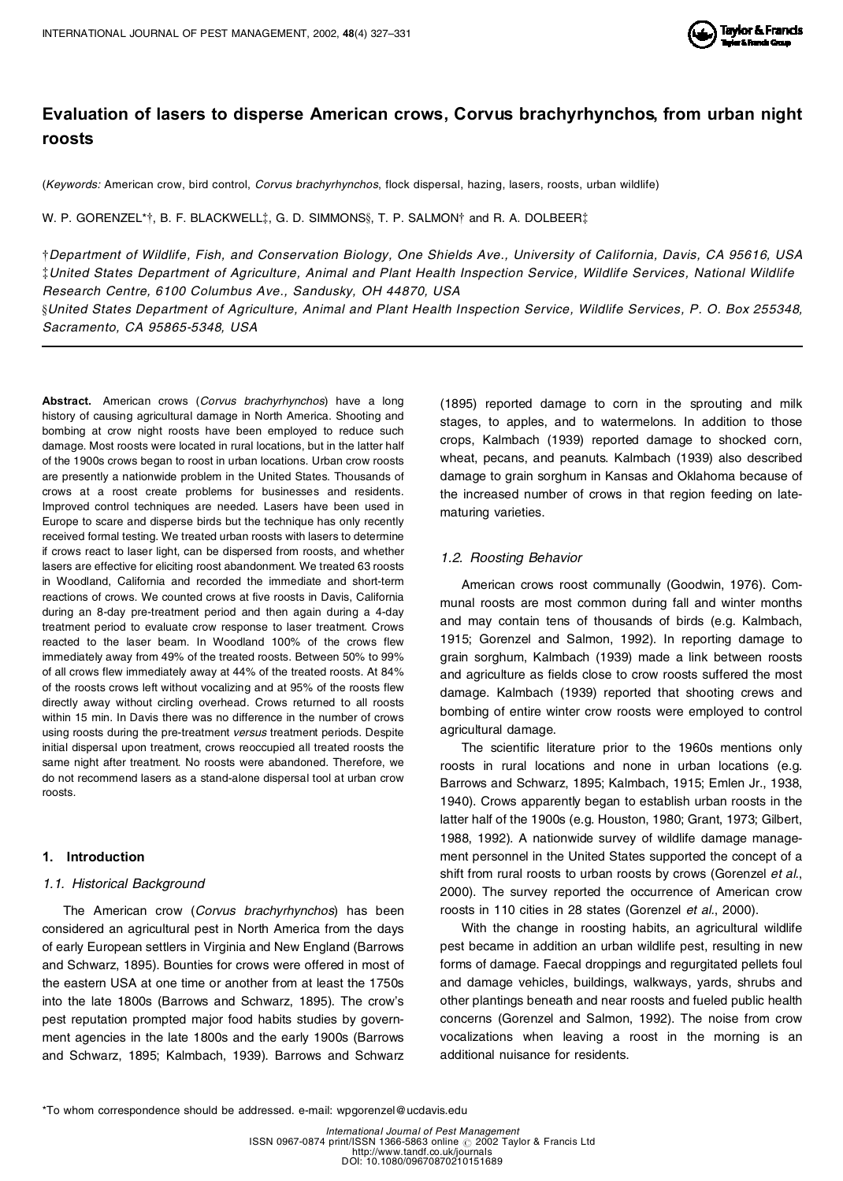# Evaluation of lasers to disperse American crows, *Corvus brachyrhynchos*, from urban night roosts

(*Keywords:* American crow, bird control, *Corvus brachyrhynchos*, flock dispersal, hazing, lasers, roosts, urban wildlife)

W. P. GORENZEL*†, B. F. BLACKWELL‡, G. D. SIMMONS§, T. P. SALMON† and R. A. DOLBEER‡

†*Department of Wildlife, Fish, and Conservation Biology, One Shields Ave., University of California, Davis, CA 95616, USA*
‡*United States Department of Agriculture, Animal and Plant Health Inspection Service, Wildlife Services, National Wildlife Research Centre, 6100 Columbus Ave., Sandusky, OH 44870, USA*
§*United States Department of Agriculture, Animal and Plant Health Inspection Service, Wildlife Services, P. O. Box 255348, Sacramento, CA 95865-5348, USA*

**Abstract.** American crows (*Corvus brachyrhynchos*) have a long history of causing agricultural damage in North America. Shooting and bombing at crow night roosts have been employed to reduce such damage. Most roosts were located in rural locations, but in the latter half of the 1900s crows began to roost in urban locations. Urban crow roosts are presently a nationwide problem in the United States. Thousands of crows at a roost create problems for businesses and residents. Improved control techniques are needed. Lasers have been used in Europe to scare and disperse birds but the technique has only recently received formal testing. We treated urban roosts with lasers to determine if crows react to laser light, can be dispersed from roosts, and whether lasers are effective for eliciting roost abandonment. We treated 63 roosts in Woodland, California and recorded the immediate and short-term reactions of crows. We counted crows at five roosts in Davis, California during an 8-day pre-treatment period and then again during a 4-day treatment period to evaluate crow response to laser treatment. Crows reacted to the laser beam. In Woodland 100% of the crows flew immediately away from 49% of the treated roosts. Between 50% to 99% of all crows flew immediately away at 44% of the treated roosts. At 84% of the roosts crows left without vocalizing and at 95% of the roosts flew directly away without circling overhead. Crows returned to all roosts within 15 min. In Davis there was no difference in the number of crows using roosts during the pre-treatment *versus* treatment periods. Despite initial dispersal upon treatment, crows reoccupied all treated roosts the same night after treatment. No roosts were abandoned. Therefore, we do not recommend lasers as a stand-alone dispersal tool at urban crow roosts.

## 1. Introduction

### 1.1. Historical Background

The American crow (*Corvus brachyrhynchos*) has been considered an agricultural pest in North America from the days of early European settlers in Virginia and New England (Barrows and Schwarz, 1895). Bounties for crows were offered in most of the eastern USA at one time or another from at least the 1750s into the late 1800s (Barrows and Schwarz, 1895). The crow's pest reputation prompted major food habits studies by government agencies in the late 1800s and the early 1900s (Barrows and Schwarz, 1895; Kalmbach, 1939). Barrows and Schwarz (1895) reported damage to corn in the sprouting and milk stages, to apples, and to watermelons. In addition to those crops, Kalmbach (1939) reported damage to shocked corn, wheat, pecans, and peanuts. Kalmbach (1939) also described damage to grain sorghum in Kansas and Oklahoma because of the increased number of crows in that region feeding on late-maturing varieties.

### 1.2. Roosting Behavior

American crows roost communally (Goodwin, 1976). Communal roosts are most common during fall and winter months and may contain tens of thousands of birds (e.g. Kalmbach, 1915; Gorenzel and Salmon, 1992). In reporting damage to grain sorghum, Kalmbach (1939) made a link between roosts and agriculture as fields close to crow roosts suffered the most damage. Kalmbach (1939) reported that shooting crews and bombing of entire winter crow roosts were employed to control agricultural damage.

The scientific literature prior to the 1960s mentions only roosts in rural locations and none in urban locations (e.g. Barrows and Schwarz, 1895; Kalmbach, 1915; Emlen Jr., 1938, 1940). Crows apparently began to establish urban roosts in the latter half of the 1900s (e.g. Houston, 1980; Grant, 1973; Gilbert, 1988, 1992). A nationwide survey of wildlife damage management personnel in the United States supported the concept of a shift from rural roosts to urban roosts by crows (Gorenzel *et al.*, 2000). The survey reported the occurrence of American crow roosts in 110 cities in 28 states (Gorenzel *et al.*, 2000).

With the change in roosting habits, an agricultural wildlife pest became in addition an urban wildlife pest, resulting in new forms of damage. Faecal droppings and regurgitated pellets foul and damage vehicles, buildings, walkways, yards, shrubs and other plantings beneath and near roosts and fueled public health concerns (Gorenzel and Salmon, 1992). The noise from crow vocalizations when leaving a roost in the morning is an additional nuisance for residents.

*To whom correspondence should be addressed. e-mail: wpgorenzel@ucdavis.edu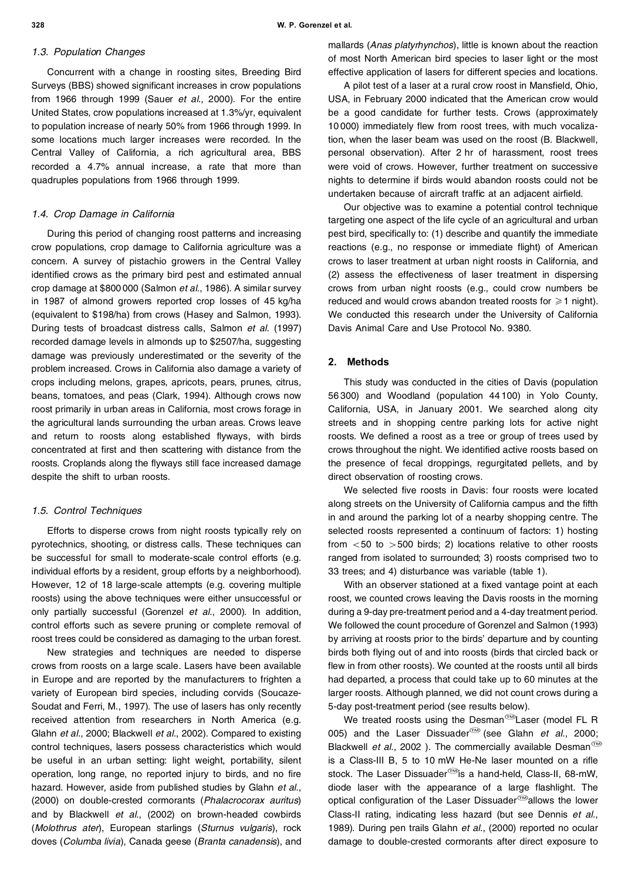### 1.3. Population Changes

Concurrent with a change in roosting sites, Breeding Bird Surveys (BBS) showed significant increases in crow populations from 1966 through 1999 (Sauer *et al.*, 2000). For the entire United States, crow populations increased at 1.3%/yr, equivalent to population increase of nearly 50% from 1966 through 1999. In some locations much larger increases were recorded. In the Central Valley of California, a rich agricultural area, BBS recorded a 4.7% annual increase, a rate that more than quadruples populations from 1966 through 1999.

### 1.4. Crop Damage in California

During this period of changing roost patterns and increasing crow populations, crop damage to California agriculture was a concern. A survey of pistachio growers in the Central Valley identified crows as the primary bird pest and estimated annual crop damage at \$800 000 (Salmon *et al.*, 1986). A similar survey in 1987 of almond growers reported crop losses of 45 kg/ha (equivalent to \$198/ha) from crows (Hasey and Salmon, 1993). During tests of broadcast distress calls, Salmon *et al.* (1997) recorded damage levels in almonds up to \$2507/ha, suggesting damage was previously underestimated or the severity of the problem increased. Crows in California also damage a variety of crops including melons, grapes, apricots, pears, prunes, citrus, beans, tomatoes, and peas (Clark, 1994). Although crows now roost primarily in urban areas in California, most crows forage in the agricultural lands surrounding the urban areas. Crows leave and return to roosts along established flyways, with birds concentrated at first and then scattering with distance from the roosts. Croplands along the flyways still face increased damage despite the shift to urban roosts.

### 1.5. Control Techniques

Efforts to disperse crows from night roosts typically rely on pyrotechnics, shooting, or distress calls. These techniques can be successful for small to moderate-scale control efforts (e.g. individual efforts by a resident, group efforts by a neighborhood). However, 12 of 18 large-scale attempts (e.g. covering multiple roosts) using the above techniques were either unsuccessful or only partially successful (Gorenzel *et al.*, 2000). In addition, control efforts such as severe pruning or complete removal of roost trees could be considered as damaging to the urban forest.

New strategies and techniques are needed to disperse crows from roosts on a large scale. Lasers have been available in Europe and are reported by the manufacturers to frighten a variety of European bird species, including corvids (Soucaze-Soudat and Ferri, M., 1997). The use of lasers has only recently received attention from researchers in North America (e.g. Glahn *et al.*, 2000; Blackwell *et al.*, 2002). Compared to existing control techniques, lasers possess characteristics which would be useful in an urban setting: light weight, portability, silent operation, long range, no reported injury to birds, and no fire hazard. However, aside from published studies by Glahn *et al.*, (2000) on double-crested cormorants (*Phalacrocorax auritus*) and by Blackwell *et al.*, (2002) on brown-headed cowbirds (*Molothrus ater*), European starlings (*Sturnus vulgaris*), rock doves (*Columba livia*), Canada geese (*Branta canadensis*), and mallards (*Anas platyrhynchos*), little is known about the reaction of most North American bird species to laser light or the most effective application of lasers for different species and locations.

A pilot test of a laser at a rural crow roost in Mansfield, Ohio, USA, in February 2000 indicated that the American crow would be a good candidate for further tests. Crows (approximately 10 000) immediately flew from roost trees, with much vocalization, when the laser beam was used on the roost (B. Blackwell, personal observation). After 2 hr of harassment, roost trees were void of crows. However, further treatment on successive nights to determine if birds would abandon roosts could not be undertaken because of aircraft traffic at an adjacent airfield.

Our objective was to examine a potential control technique targeting one aspect of the life cycle of an agricultural and urban pest bird, specifically to: (1) describe and quantify the immediate reactions (e.g., no response or immediate flight) of American crows to laser treatment at urban night roosts in California, and (2) assess the effectiveness of laser treatment in dispersing crows from urban night roosts (e.g., could crow numbers be reduced and would crows abandon treated roosts for $\geqslant 1$ night). We conducted this research under the University of California Davis Animal Care and Use Protocol No. 9380.

## 2. Methods

This study was conducted in the cities of Davis (population 56 300) and Woodland (population 44 100) in Yolo County, California, USA, in January 2001. We searched along city streets and in shopping centre parking lots for active night roosts. We defined a roost as a tree or group of trees used by crows throughout the night. We identified active roosts based on the presence of fecal droppings, regurgitated pellets, and by direct observation of roosting crows.

We selected five roosts in Davis: four roosts were located along streets on the University of California campus and the fifth in and around the parking lot of a nearby shopping centre. The selected roosts represented a continuum of factors: 1) hosting from $<50$ to $>500$ birds; 2) locations relative to other roosts ranged from isolated to surrounded; 3) roosts comprised two to 33 trees; and 4) disturbance was variable (table 1).

With an observer stationed at a fixed vantage point at each roost, we counted crows leaving the Davis roosts in the morning during a 9-day pre-treatment period and a 4-day treatment period. We followed the count procedure of Gorenzel and Salmon (1993) by arriving at roosts prior to the birds' departure and by counting birds both flying out of and into roosts (birds that circled back or flew in from other roosts). We counted at the roosts until all birds had departed, a process that could take up to 60 minutes at the larger roosts. Although planned, we did not count crows during a 5-day post-treatment period (see results below).

We treated roosts using the Desman™ Laser (model FL R 005) and the Laser Dissuader™ (see Glahn *et al.*, 2000; Blackwell *et al.*, 2002 ). The commercially available Desman™ is a Class-III B, 5 to 10 mW He-Ne laser mounted on a rifle stock. The Laser Dissuader™ is a hand-held, Class-II, 68-mW, diode laser with the appearance of a large flashlight. The optical configuration of the Laser Dissuader™ allows the lower Class-II rating, indicating less hazard (but see Dennis *et al.*, 1989). During pen trails Glahn *et al.*, (2000) reported no ocular damage to double-crested cormorants after direct exposure to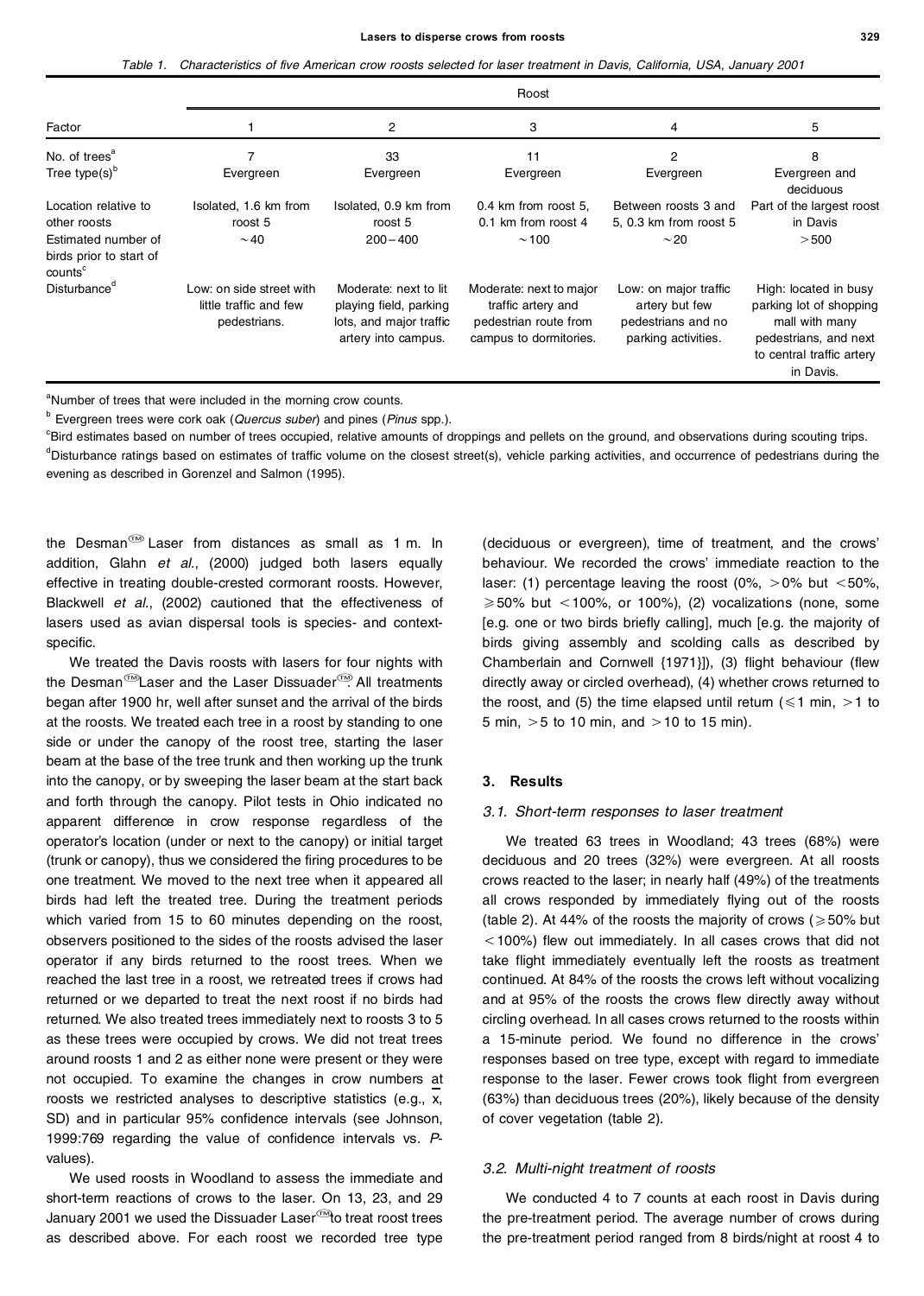Table 1. *Characteristics of five American crow roosts selected for laser treatment in Davis, California, USA, January 2001*

| Factor | Roost | | | | |
|---|---|---|---|---|---|
| | 1 | 2 | 3 | 4 | 5 |
| No. of trees[a] | 7 | 33 | 11 | 2 | 8 |
| Tree type(s)[b] | Evergreen | Evergreen | Evergreen | Evergreen | Evergreen and deciduous |
| Location relative to other roosts | Isolated, 1.6 km from roost 5 | Isolated, 0.9 km from roost 5 | 0.4 km from roost 5, 0.1 km from roost 4 | Between roosts 3 and 5, 0.3 km from roost 5 | Part of the largest roost in Davis |
| Estimated number of birds prior to start of counts[c] | ~40 | 200–400 | ~100 | ~20 | >500 |
| Disturbance[d] | Low: on side street with little traffic and few pedestrians. | Moderate: next to lit playing field, parking lots, and major traffic artery into campus. | Moderate: next to major traffic artery and pedestrian route from campus to dormitories. | Low: on major traffic artery but few pedestrians and no parking activities. | High: located in busy parking lot of shopping mall with many pedestrians, and next to central traffic artery in Davis. |

[a]Number of trees that were included in the morning crow counts.

[b] Evergreen trees were cork oak (*Quercus suber*) and pines (*Pinus* spp.).

[c]Bird estimates based on number of trees occupied, relative amounts of droppings and pellets on the ground, and observations during scouting trips.

[d]Disturbance ratings based on estimates of traffic volume on the closest street(s), vehicle parking activities, and occurrence of pedestrians during the evening as described in Gorenzel and Salmon (1995).

the Desman™ Laser from distances as small as 1 m. In addition, Glahn *et al*., (2000) judged both lasers equally effective in treating double-crested cormorant roosts. However, Blackwell *et al*., (2002) cautioned that the effectiveness of lasers used as avian dispersal tools is species- and context-specific.

We treated the Davis roosts with lasers for four nights with the Desman™Laser and the Laser Dissuader™. All treatments began after 1900 hr, well after sunset and the arrival of the birds at the roosts. We treated each tree in a roost by standing to one side or under the canopy of the roost tree, starting the laser beam at the base of the tree trunk and then working up the trunk into the canopy, or by sweeping the laser beam at the start back and forth through the canopy. Pilot tests in Ohio indicated no apparent difference in crow response regardless of the operator's location (under or next to the canopy) or initial target (trunk or canopy), thus we considered the firing procedures to be one treatment. We moved to the next tree when it appeared all birds had left the treated tree. During the treatment periods which varied from 15 to 60 minutes depending on the roost, observers positioned to the sides of the roosts advised the laser operator if any birds returned to the roost trees. When we reached the last tree in a roost, we retreated trees if crows had returned or we departed to treat the next roost if no birds had returned. We also treated trees immediately next to roosts 3 to 5 as these trees were occupied by crows. We did not treat trees around roosts 1 and 2 as either none were present or they were not occupied. To examine the changes in crow numbers at roosts we restricted analyses to descriptive statistics (e.g., $\bar{x}$, SD) and in particular 95% confidence intervals (see Johnson, 1999:769 regarding the value of confidence intervals vs. *P*-values).

We used roosts in Woodland to assess the immediate and short-term reactions of crows to the laser. On 13, 23, and 29 January 2001 we used the Dissuader Laser™to treat roost trees as described above. For each roost we recorded tree type (deciduous or evergreen), time of treatment, and the crows' behaviour. We recorded the crows' immediate reaction to the laser: (1) percentage leaving the roost (0%, >0% but <50%, ⩾50% but <100%, or 100%), (2) vocalizations (none, some [e.g. one or two birds briefly calling], much [e.g. the majority of birds giving assembly and scolding calls as described by Chamberlain and Cornwell {1971}]), (3) flight behaviour (flew directly away or circled overhead), (4) whether crows returned to the roost, and (5) the time elapsed until return (⩽1 min, >1 to 5 min, >5 to 10 min, and >10 to 15 min).

## 3. Results

### 3.1. Short-term responses to laser treatment

We treated 63 trees in Woodland; 43 trees (68%) were deciduous and 20 trees (32%) were evergreen. At all roosts crows reacted to the laser; in nearly half (49%) of the treatments all crows responded by immediately flying out of the roosts (table 2). At 44% of the roosts the majority of crows (⩾50% but <100%) flew out immediately. In all cases crows that did not take flight immediately eventually left the roosts as treatment continued. At 84% of the roosts the crows left without vocalizing and at 95% of the roosts the crows flew directly away without circling overhead. In all cases crows returned to the roosts within a 15-minute period. We found no difference in the crows' responses based on tree type, except with regard to immediate response to the laser. Fewer crows took flight from evergreen (63%) than deciduous trees (20%), likely because of the density of cover vegetation (table 2).

### 3.2. Multi-night treatment of roosts

We conducted 4 to 7 counts at each roost in Davis during the pre-treatment period. The average number of crows during the pre-treatment period ranged from 8 birds/night at roost 4 to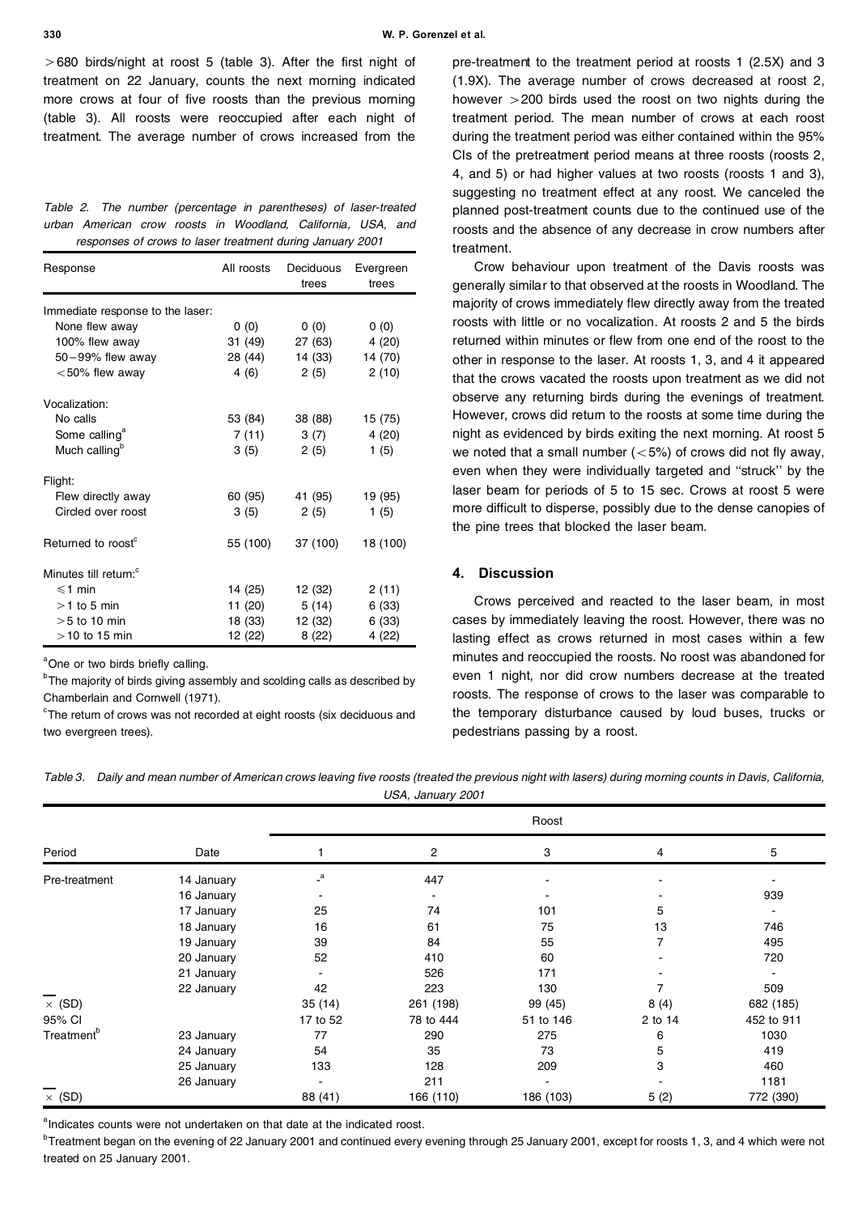>680 birds/night at roost 5 (table 3). After the first night of treatment on 22 January, counts the next morning indicated more crows at four of five roosts than the previous morning (table 3). All roosts were reoccupied after each night of treatment. The average number of crows increased from the pre-treatment to the treatment period at roosts 1 (2.5X) and 3 (1.9X). The average number of crows decreased at roost 2, however >200 birds used the roost on two nights during the treatment period. The mean number of crows at each roost during the treatment period was either contained within the 95% CIs of the pretreatment period means at three roosts (roosts 2, 4, and 5) or had higher values at two roosts (roosts 1 and 3), suggesting no treatment effect at any roost. We canceled the planned post-treatment counts due to the continued use of the roosts and the absence of any decrease in crow numbers after treatment.

*Table 2. The number (percentage in parentheses) of laser-treated urban American crow roosts in Woodland, California, USA, and responses of crows to laser treatment during January 2001*

| Response | All roosts | Deciduous trees | Evergreen trees |
|---|---|---|---|
| Immediate response to the laser: | | | |
| None flew away | 0 (0) | 0 (0) | 0 (0) |
| 100% flew away | 31 (49) | 27 (63) | 4 (20) |
| 50–99% flew away | 28 (44) | 14 (33) | 14 (70) |
| <50% flew away | 4 (6) | 2 (5) | 2 (10) |
| Vocalization: | | | |
| No calls | 53 (84) | 38 (88) | 15 (75) |
| Some calling[a] | 7 (11) | 3 (7) | 4 (20) |
| Much calling[b] | 3 (5) | 2 (5) | 1 (5) |
| Flight: | | | |
| Flew directly away | 60 (95) | 41 (95) | 19 (95) |
| Circled over roost | 3 (5) | 2 (5) | 1 (5) |
| Returned to roost[c] | 55 (100) | 37 (100) | 18 (100) |
| Minutes till return:[c] | | | |
| ≤1 min | 14 (25) | 12 (32) | 2 (11) |
| >1 to 5 min | 11 (20) | 5 (14) | 6 (33) |
| >5 to 10 min | 18 (33) | 12 (32) | 6 (33) |
| >10 to 15 min | 12 (22) | 8 (22) | 4 (22) |

[a]One or two birds briefly calling.

[b]The majority of birds giving assembly and scolding calls as described by Chamberlain and Cornwell (1971).

[c]The return of crows was not recorded at eight roosts (six deciduous and two evergreen trees).

Crow behaviour upon treatment of the Davis roosts was generally similar to that observed at the roosts in Woodland. The majority of crows immediately flew directly away from the treated roosts with little or no vocalization. At roosts 2 and 5 the birds returned within minutes or flew from one end of the roost to the other in response to the laser. At roosts 1, 3, and 4 it appeared that the crows vacated the roosts upon treatment as we did not observe any returning birds during the evenings of treatment. However, crows did return to the roosts at some time during the night as evidenced by birds exiting the next morning. At roost 5 we noted that a small number (<5%) of crows did not fly away, even when they were individually targeted and "struck" by the laser beam for periods of 5 to 15 sec. Crows at roost 5 were more difficult to disperse, possibly due to the dense canopies of the pine trees that blocked the laser beam.

## 4. Discussion

Crows perceived and reacted to the laser beam, in most cases by immediately leaving the roost. However, there was no lasting effect as crows returned in most cases within a few minutes and reoccupied the roosts. No roost was abandoned for even 1 night, nor did crow numbers decrease at the treated roosts. The response of crows to the laser was comparable to the temporary disturbance caused by loud buses, trucks or pedestrians passing by a roost.

*Table 3. Daily and mean number of American crows leaving five roosts (treated the previous night with lasers) during morning counts in Davis, California, USA, January 2001*

| Period | Date | Roost 1 | Roost 2 | Roost 3 | Roost 4 | Roost 5 |
|---|---|---|---|---|---|---|
| Pre-treatment | 14 January | -[a] | 447 | - | - | - |
| | 16 January | - | - | - | - | 939 |
| | 17 January | 25 | 74 | 101 | 5 | - |
| | 18 January | 16 | 61 | 75 | 13 | 746 |
| | 19 January | 39 | 84 | 55 | 7 | 495 |
| | 20 January | 52 | 410 | 60 | - | 720 |
| | 21 January | - | 526 | 171 | - | - |
| | 22 January | 42 | 223 | 130 | 7 | 509 |
| $\bar{x}$ (SD) | | 35 (14) | 261 (198) | 99 (45) | 8 (4) | 682 (185) |
| 95% CI | | 17 to 52 | 78 to 444 | 51 to 146 | 2 to 14 | 452 to 911 |
| Treatment[b] | 23 January | 77 | 290 | 275 | 6 | 1030 |
| | 24 January | 54 | 35 | 73 | 5 | 419 |
| | 25 January | 133 | 128 | 209 | 3 | 460 |
| | 26 January | - | 211 | - | - | 1181 |
| $\bar{x}$ (SD) | | 88 (41) | 166 (110) | 186 (103) | 5 (2) | 772 (390) |

[a]Indicates counts were not undertaken on that date at the indicated roost.

[b]Treatment began on the evening of 22 January 2001 and continued every evening through 25 January 2001, except for roosts 1, 3, and 4 which were not treated on 25 January 2001.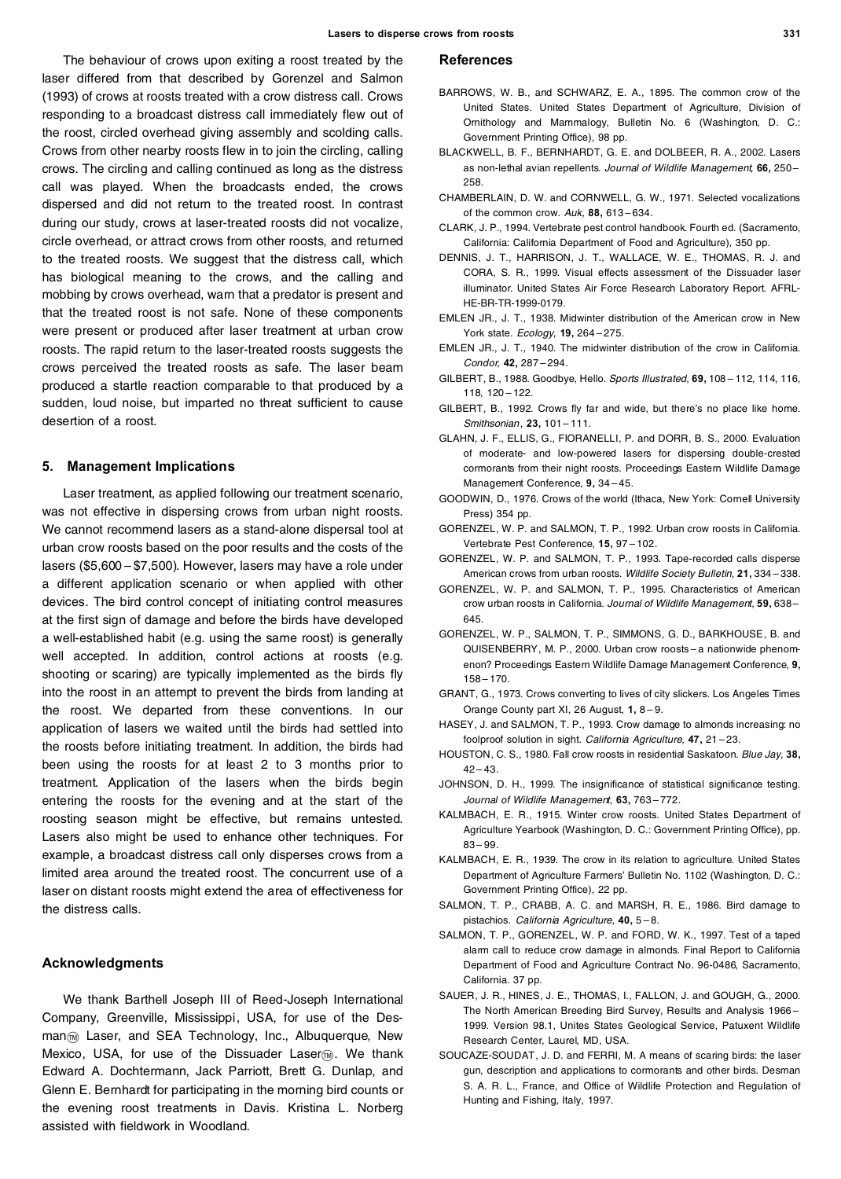The behaviour of crows upon exiting a roost treated by the laser differed from that described by Gorenzel and Salmon (1993) of crows at roosts treated with a crow distress call. Crows responding to a broadcast distress call immediately flew out of the roost, circled overhead giving assembly and scolding calls. Crows from other nearby roosts flew in to join the circling, calling crows. The circling and calling continued as long as the distress call was played. When the broadcasts ended, the crows dispersed and did not return to the treated roost. In contrast during our study, crows at laser-treated roosts did not vocalize, circle overhead, or attract crows from other roosts, and returned to the treated roosts. We suggest that the distress call, which has biological meaning to the crows, and the calling and mobbing by crows overhead, warn that a predator is present and that the treated roost is not safe. None of these components were present or produced after laser treatment at urban crow roosts. The rapid return to the laser-treated roosts suggests the crows perceived the treated roosts as safe. The laser beam produced a startle reaction comparable to that produced by a sudden, loud noise, but imparted no threat sufficient to cause desertion of a roost.

## 5. Management Implications

Laser treatment, as applied following our treatment scenario, was not effective in dispersing crows from urban night roosts. We cannot recommend lasers as a stand-alone dispersal tool at urban crow roosts based on the poor results and the costs of the lasers ($5,600 – $7,500). However, lasers may have a role under a different application scenario or when applied with other devices. The bird control concept of initiating control measures at the first sign of damage and before the birds have developed a well-established habit (e.g. using the same roost) is generally well accepted. In addition, control actions at roosts (e.g. shooting or scaring) are typically implemented as the birds fly into the roost in an attempt to prevent the birds from landing at the roost. We departed from these conventions. In our application of lasers we waited until the birds had settled into the roosts before initiating treatment. In addition, the birds had been using the roosts for at least 2 to 3 months prior to treatment. Application of the lasers when the birds begin entering the roosts for the evening and at the start of the roosting season might be effective, but remains untested. Lasers also might be used to enhance other techniques. For example, a broadcast distress call only disperses crows from a limited area around the treated roost. The concurrent use of a laser on distant roosts might extend the area of effectiveness for the distress calls.

## Acknowledgments

We thank Barthell Joseph III of Reed-Joseph International Company, Greenville, Mississippi, USA, for use of the Desman™ Laser, and SEA Technology, Inc., Albuquerque, New Mexico, USA, for use of the Dissuader Laser™. We thank Edward A. Dochtermann, Jack Parriott, Brett G. Dunlap, and Glenn E. Bernhardt for participating in the morning bird counts or the evening roost treatments in Davis. Kristina L. Norberg assisted with fieldwork in Woodland.

## References

BARROWS, W. B., and SCHWARZ, E. A., 1895. The common crow of the United States. United States Department of Agriculture, Division of Ornithology and Mammalogy, Bulletin No. 6 (Washington, D. C.: Government Printing Office), 98 pp.

BLACKWELL, B. F., BERNHARDT, G. E. and DOLBEER, R. A., 2002. Lasers as non-lethal avian repellents. *Journal of Wildlife Management*, **66,** 250 – 258.

CHAMBERLAIN, D. W. and CORNWELL, G. W., 1971. Selected vocalizations of the common crow. *Auk*, **88,** 613 – 634.

CLARK, J. P., 1994. Vertebrate pest control handbook. Fourth ed. (Sacramento, California: California Department of Food and Agriculture), 350 pp.

DENNIS, J. T., HARRISON, J. T., WALLACE, W. E., THOMAS, R. J. and CORA, S. R., 1999. Visual effects assessment of the Dissuader laser illuminator. United States Air Force Research Laboratory Report. AFRL-HE-BR-TR-1999-0179.

EMLEN JR., J. T., 1938. Midwinter distribution of the American crow in New York state. *Ecology*, **19,** 264 – 275.

EMLEN JR., J. T., 1940. The midwinter distribution of the crow in California. *Condor*, **42,** 287 – 294.

GILBERT, B., 1988. Goodbye, Hello. *Sports Illustrated*, **69,** 108 – 112, 114, 116, 118, 120 – 122.

GILBERT, B., 1992. Crows fly far and wide, but there's no place like home. *Smithsonian*, **23,** 101 – 111.

GLAHN, J. F., ELLIS, G., FIORANELLI, P. and DORR, B. S., 2000. Evaluation of moderate- and low-powered lasers for dispersing double-crested cormorants from their night roosts. Proceedings Eastern Wildlife Damage Management Conference, **9,** 34 – 45.

GOODWIN, D., 1976. Crows of the world (Ithaca, New York: Cornell University Press) 354 pp.

GORENZEL, W. P. and SALMON, T. P., 1992. Urban crow roosts in California. Vertebrate Pest Conference, **15,** 97 – 102.

GORENZEL, W. P. and SALMON, T. P., 1993. Tape-recorded calls disperse American crows from urban roosts. *Wildlife Society Bulletin*, **21,** 334 – 338.

GORENZEL, W. P. and SALMON, T. P., 1995. Characteristics of American crow urban roosts in California. *Journal of Wildlife Management*, **59,** 638 – 645.

GORENZEL, W. P., SALMON, T. P., SIMMONS, G. D., BARKHOUSE, B. and QUISENBERRY, M. P., 2000. Urban crow roosts – a nationwide phenomenon? Proceedings Eastern Wildlife Damage Management Conference, **9,** 158 – 170.

GRANT, G., 1973. Crows converting to lives of city slickers. Los Angeles Times Orange County part XI, 26 August, **1,** 8 – 9.

HASEY, J. and SALMON, T. P., 1993. Crow damage to almonds increasing: no foolproof solution in sight. *California Agriculture*, **47,** 21 – 23.

HOUSTON, C. S., 1980. Fall crow roosts in residential Saskatoon. *Blue Jay*, **38,** 42 – 43.

JOHNSON, D. H., 1999. The insignificance of statistical significance testing. *Journal of Wildlife Management*, **63,** 763 – 772.

KALMBACH, E. R., 1915. Winter crow roosts. United States Department of Agriculture Yearbook (Washington, D. C.: Government Printing Office), pp. 83 – 99.

KALMBACH, E. R., 1939. The crow in its relation to agriculture. United States Department of Agriculture Farmers' Bulletin No. 1102 (Washington, D. C.: Government Printing Office), 22 pp.

SALMON, T. P., CRABB, A. C. and MARSH, R. E., 1986. Bird damage to pistachios. *California Agriculture*, **40,** 5 – 8.

SALMON, T. P., GORENZEL, W. P. and FORD, W. K., 1997. Test of a taped alarm call to reduce crow damage in almonds. Final Report to California Department of Food and Agriculture Contract No. 96-0486, Sacramento, California. 37 pp.

SAUER, J. R., HINES, J. E., THOMAS, I., FALLON, J. and GOUGH, G., 2000. The North American Breeding Bird Survey, Results and Analysis 1966 – 1999. Version 98.1, Unites States Geological Service, Patuxent Wildlife Research Center, Laurel, MD, USA.

SOUCAZE-SOUDAT, J. D. and FERRI, M. A means of scaring birds: the laser gun, description and applications to cormorants and other birds. Desman S. A. R. L., France, and Office of Wildlife Protection and Regulation of Hunting and Fishing, Italy, 1997.